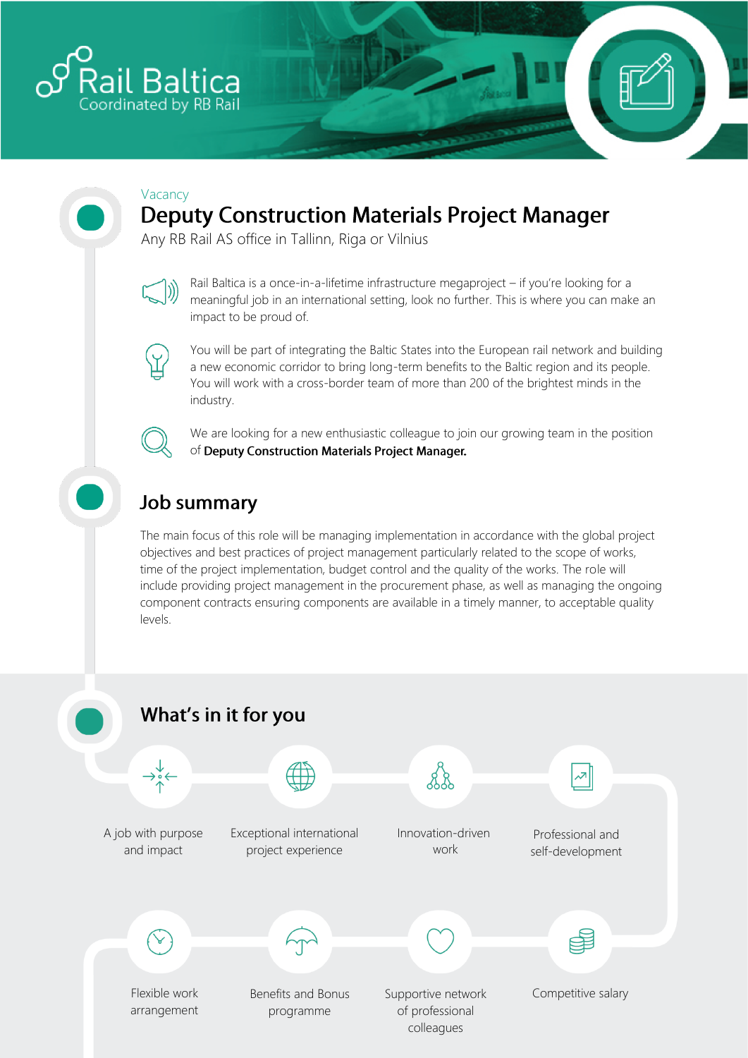Rail Baltica
Coordinated by RB Rail

Vacancy

# Deputy Construction Materials Project Manager

Any RB Rail AS office in Tallinn, Riga or Vilnius

Rail Baltica is a once-in-a-lifetime infrastructure megaproject – if you're looking for a meaningful job in an international setting, look no further. This is where you can make an impact to be proud of.

You will be part of integrating the Baltic States into the European rail network and building a new economic corridor to bring long-term benefits to the Baltic region and its people. You will work with a cross-border team of more than 200 of the brightest minds in the industry.

We are looking for a new enthusiastic colleague to join our growing team in the position of **Deputy Construction Materials Project Manager.**

## Job summary

The main focus of this role will be managing implementation in accordance with the global project objectives and best practices of project management particularly related to the scope of works, time of the project implementation, budget control and the quality of the works. The role will include providing project management in the procurement phase, as well as managing the ongoing component contracts ensuring components are available in a timely manner, to acceptable quality levels.

## What's in it for you

- A job with purpose and impact
- Exceptional international project experience
- Innovation-driven work
- Professional and self-development
- Flexible work arrangement
- Benefits and Bonus programme
- Supportive network of professional colleagues
- Competitive salary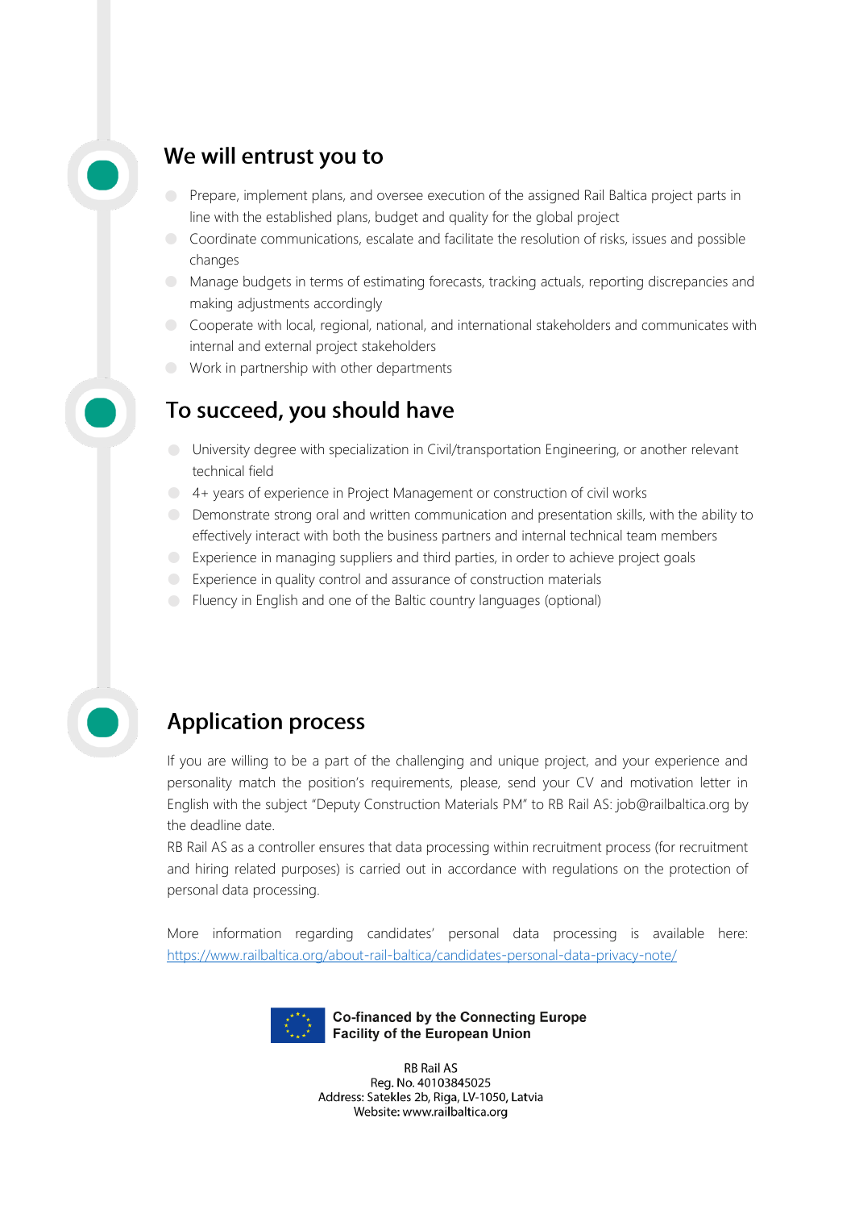## We will entrust you to

- Prepare, implement plans, and oversee execution of the assigned Rail Baltica project parts in line with the established plans, budget and quality for the global project
- Coordinate communications, escalate and facilitate the resolution of risks, issues and possible changes
- Manage budgets in terms of estimating forecasts, tracking actuals, reporting discrepancies and making adjustments accordingly
- Cooperate with local, regional, national, and international stakeholders and communicates with internal and external project stakeholders
- Work in partnership with other departments

## To succeed, you should have

- University degree with specialization in Civil/transportation Engineering, or another relevant technical field
- 4+ years of experience in Project Management or construction of civil works
- Demonstrate strong oral and written communication and presentation skills, with the ability to effectively interact with both the business partners and internal technical team members
- Experience in managing suppliers and third parties, in order to achieve project goals
- Experience in quality control and assurance of construction materials
- Fluency in English and one of the Baltic country languages (optional)

## Application process

If you are willing to be a part of the challenging and unique project, and your experience and personality match the position's requirements, please, send your CV and motivation letter in English with the subject "Deputy Construction Materials PM" to RB Rail AS: job@railbaltica.org by the deadline date.

RB Rail AS as a controller ensures that data processing within recruitment process (for recruitment and hiring related purposes) is carried out in accordance with regulations on the protection of personal data processing.

More information regarding candidates' personal data processing is available here: https://www.railbaltica.org/about-rail-baltica/candidates-personal-data-privacy-note/

**Co-financed by the Connecting Europe Facility of the European Union**

RB Rail AS
Reg. No. 40103845025
Address: Satekles 2b, Riga, LV-1050, Latvia
Website: www.railbaltica.org